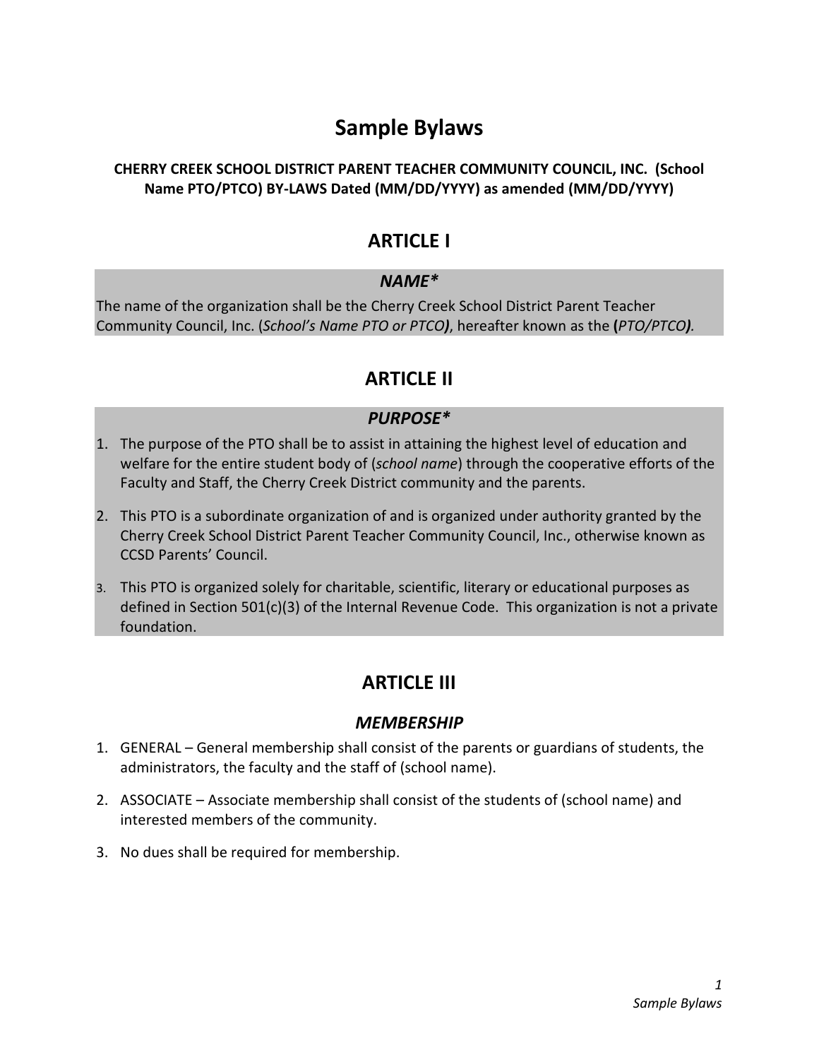# Sample Bylaws

**CHERRY CREEK SCHOOL DISTRICT PARENT TEACHER COMMUNITY COUNCIL, INC. (School Name PTO/PTCO) BY-LAWS Dated (MM/DD/YYYY) as amended (MM/DD/YYYY)**

## ARTICLE I

### *NAME**

The name of the organization shall be the Cherry Creek School District Parent Teacher Community Council, Inc. (*School's Name PTO or PTCO***)**, hereafter known as the **(***PTO/PTCO***)***.*

## ARTICLE II

### *PURPOSE**

1. The purpose of the PTO shall be to assist in attaining the highest level of education and welfare for the entire student body of (*school name*) through the cooperative efforts of the Faculty and Staff, the Cherry Creek District community and the parents.
2. This PTO is a subordinate organization of and is organized under authority granted by the Cherry Creek School District Parent Teacher Community Council, Inc., otherwise known as CCSD Parents' Council.
3. This PTO is organized solely for charitable, scientific, literary or educational purposes as defined in Section 501(c)(3) of the Internal Revenue Code. This organization is not a private foundation.

## ARTICLE III

### *MEMBERSHIP*

1. GENERAL – General membership shall consist of the parents or guardians of students, the administrators, the faculty and the staff of (school name).
2. ASSOCIATE – Associate membership shall consist of the students of (school name) and interested members of the community.
3. No dues shall be required for membership.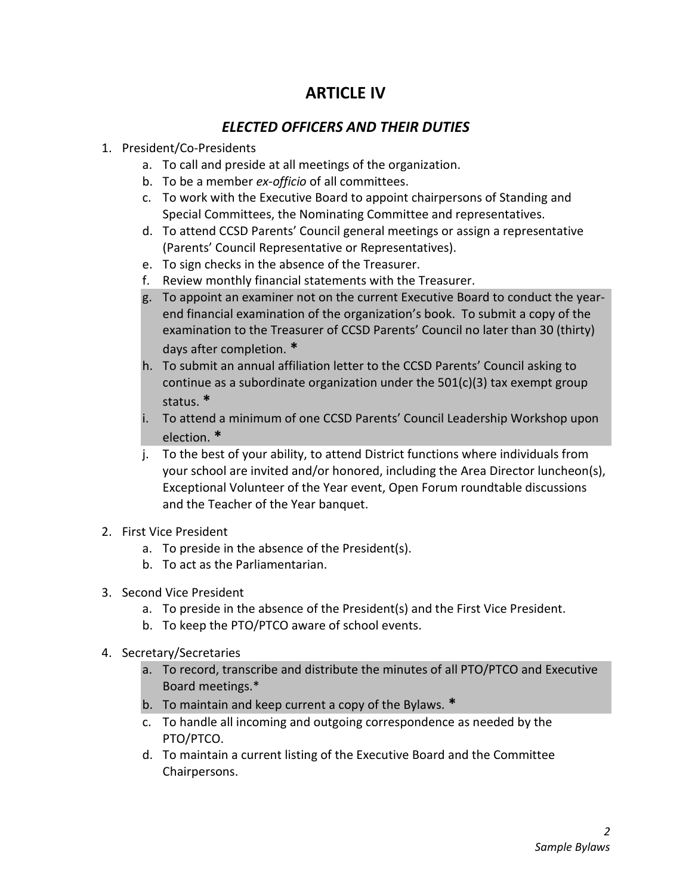# ARTICLE IV

## *ELECTED OFFICERS AND THEIR DUTIES*

1. President/Co-Presidents
    a. To call and preside at all meetings of the organization.
    b. To be a member *ex-officio* of all committees.
    c. To work with the Executive Board to appoint chairpersons of Standing and Special Committees, the Nominating Committee and representatives.
    d. To attend CCSD Parents' Council general meetings or assign a representative (Parents' Council Representative or Representatives).
    e. To sign checks in the absence of the Treasurer.
    f. Review monthly financial statements with the Treasurer.
    g. To appoint an examiner not on the current Executive Board to conduct the year-end financial examination of the organization's book. To submit a copy of the examination to the Treasurer of CCSD Parents' Council no later than 30 (thirty) days after completion. **\***
    h. To submit an annual affiliation letter to the CCSD Parents' Council asking to continue as a subordinate organization under the 501(c)(3) tax exempt group status. **\***
    i. To attend a minimum of one CCSD Parents' Council Leadership Workshop upon election. **\***
    j. To the best of your ability, to attend District functions where individuals from your school are invited and/or honored, including the Area Director luncheon(s), Exceptional Volunteer of the Year event, Open Forum roundtable discussions and the Teacher of the Year banquet.

2. First Vice President
    a. To preside in the absence of the President(s).
    b. To act as the Parliamentarian.

3. Second Vice President
    a. To preside in the absence of the President(s) and the First Vice President.
    b. To keep the PTO/PTCO aware of school events.

4. Secretary/Secretaries
    a. To record, transcribe and distribute the minutes of all PTO/PTCO and Executive Board meetings.*
    b. To maintain and keep current a copy of the Bylaws. **\***
    c. To handle all incoming and outgoing correspondence as needed by the PTO/PTCO.
    d. To maintain a current listing of the Executive Board and the Committee Chairpersons.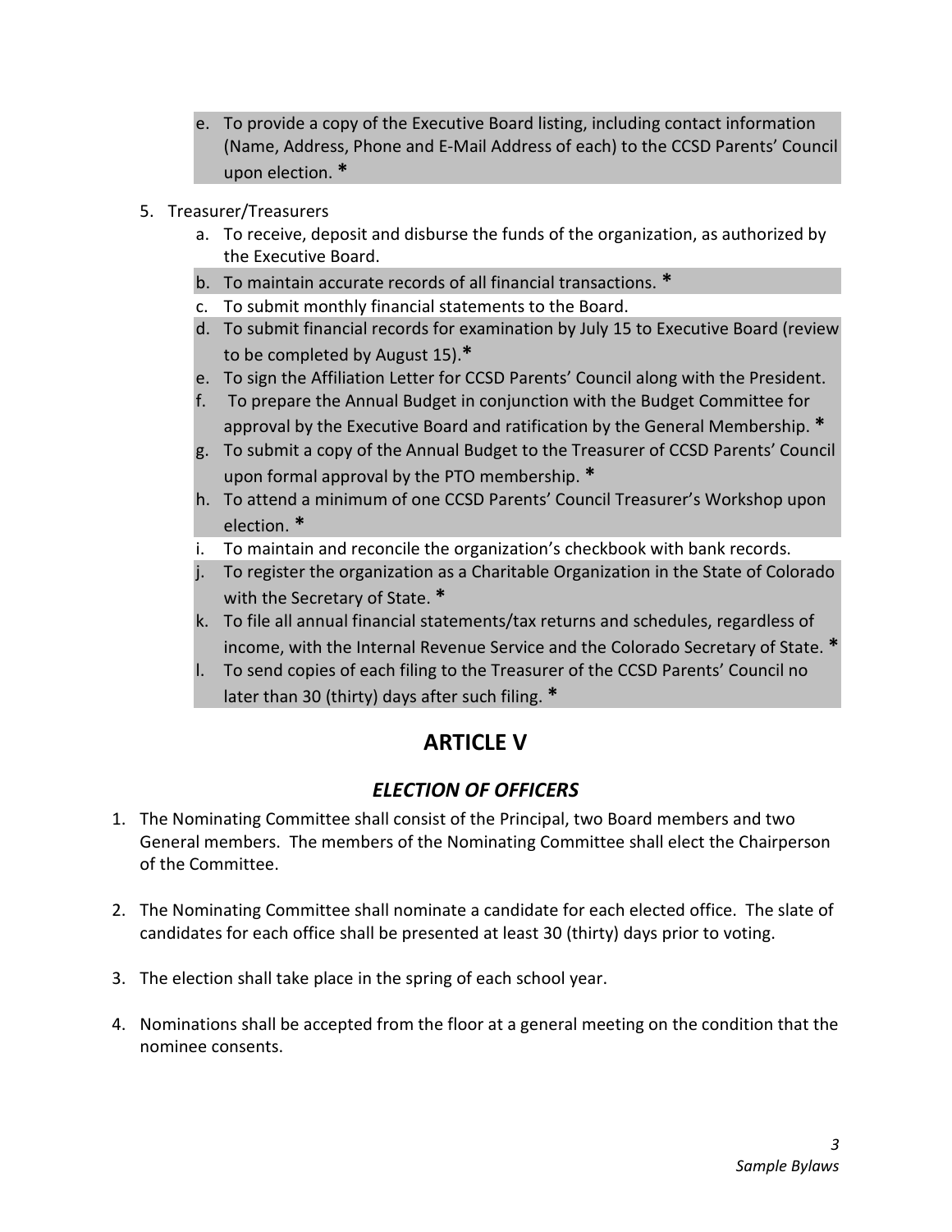e. To provide a copy of the Executive Board listing, including contact information (Name, Address, Phone and E-Mail Address of each) to the CCSD Parents' Council upon election. *

5. Treasurer/Treasurers
   a. To receive, deposit and disburse the funds of the organization, as authorized by the Executive Board.
   b. To maintain accurate records of all financial transactions. *
   c. To submit monthly financial statements to the Board.
   d. To submit financial records for examination by July 15 to Executive Board (review to be completed by August 15).*
   e. To sign the Affiliation Letter for CCSD Parents' Council along with the President.
   f. To prepare the Annual Budget in conjunction with the Budget Committee for approval by the Executive Board and ratification by the General Membership. *
   g. To submit a copy of the Annual Budget to the Treasurer of CCSD Parents' Council upon formal approval by the PTO membership. *
   h. To attend a minimum of one CCSD Parents' Council Treasurer's Workshop upon election. *
   i. To maintain and reconcile the organization's checkbook with bank records.
   j. To register the organization as a Charitable Organization in the State of Colorado with the Secretary of State. *
   k. To file all annual financial statements/tax returns and schedules, regardless of income, with the Internal Revenue Service and the Colorado Secretary of State. *
   l. To send copies of each filing to the Treasurer of the CCSD Parents' Council no later than 30 (thirty) days after such filing. *

## ARTICLE V

### *ELECTION OF OFFICERS*

1. The Nominating Committee shall consist of the Principal, two Board members and two General members. The members of the Nominating Committee shall elect the Chairperson of the Committee.

2. The Nominating Committee shall nominate a candidate for each elected office. The slate of candidates for each office shall be presented at least 30 (thirty) days prior to voting.

3. The election shall take place in the spring of each school year.

4. Nominations shall be accepted from the floor at a general meeting on the condition that the nominee consents.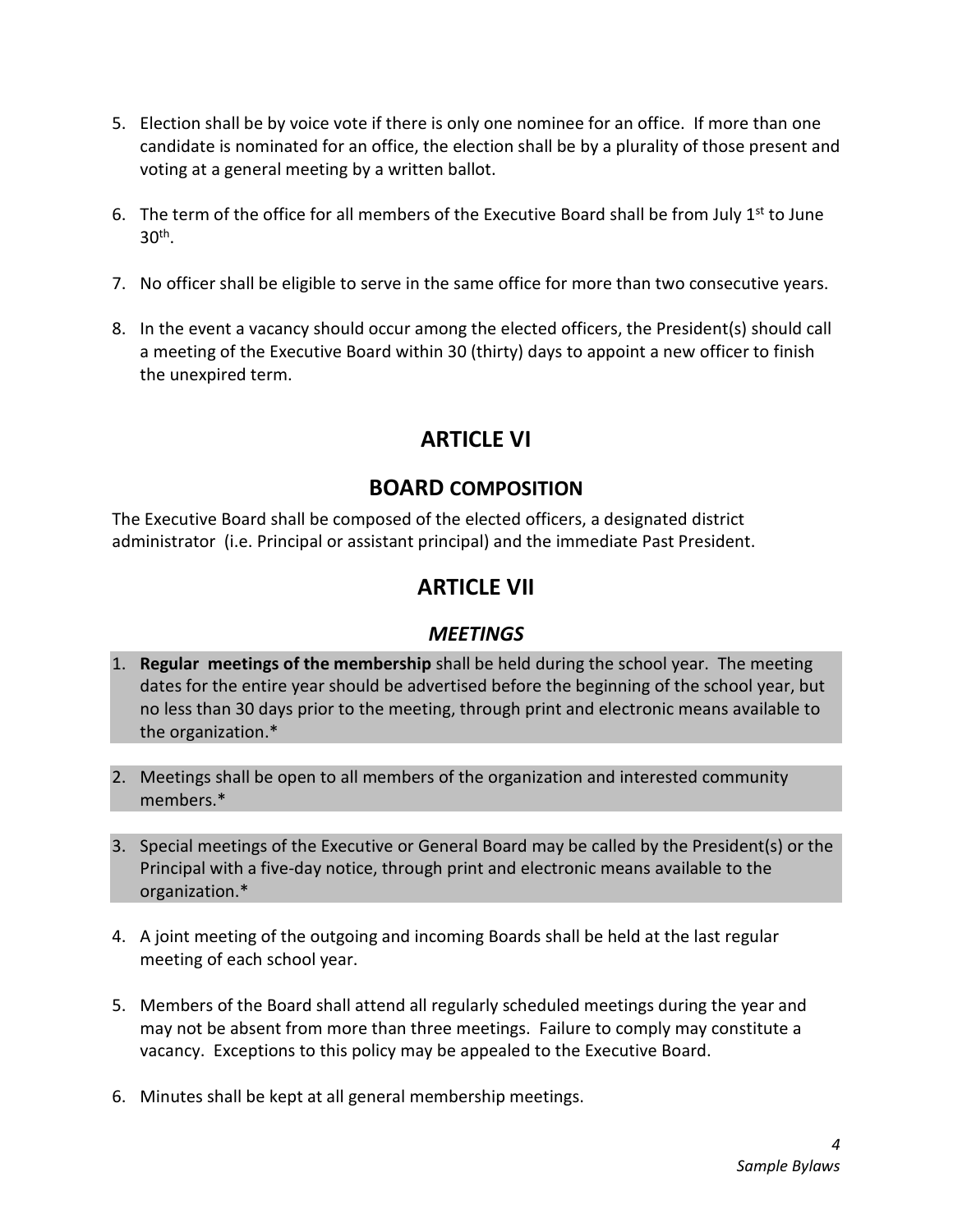5. Election shall be by voice vote if there is only one nominee for an office. If more than one candidate is nominated for an office, the election shall be by a plurality of those present and voting at a general meeting by a written ballot.

6. The term of the office for all members of the Executive Board shall be from July 1st to June 30th.

7. No officer shall be eligible to serve in the same office for more than two consecutive years.

8. In the event a vacancy should occur among the elected officers, the President(s) should call a meeting of the Executive Board within 30 (thirty) days to appoint a new officer to finish the unexpired term.

# ARTICLE VI

## BOARD COMPOSITION

The Executive Board shall be composed of the elected officers, a designated district administrator (i.e. Principal or assistant principal) and the immediate Past President.

# ARTICLE VII

## *MEETINGS*

1. **Regular meetings of the membership** shall be held during the school year. The meeting dates for the entire year should be advertised before the beginning of the school year, but no less than 30 days prior to the meeting, through print and electronic means available to the organization.*

2. Meetings shall be open to all members of the organization and interested community members.*

3. Special meetings of the Executive or General Board may be called by the President(s) or the Principal with a five-day notice, through print and electronic means available to the organization.*

4. A joint meeting of the outgoing and incoming Boards shall be held at the last regular meeting of each school year.

5. Members of the Board shall attend all regularly scheduled meetings during the year and may not be absent from more than three meetings. Failure to comply may constitute a vacancy. Exceptions to this policy may be appealed to the Executive Board.

6. Minutes shall be kept at all general membership meetings.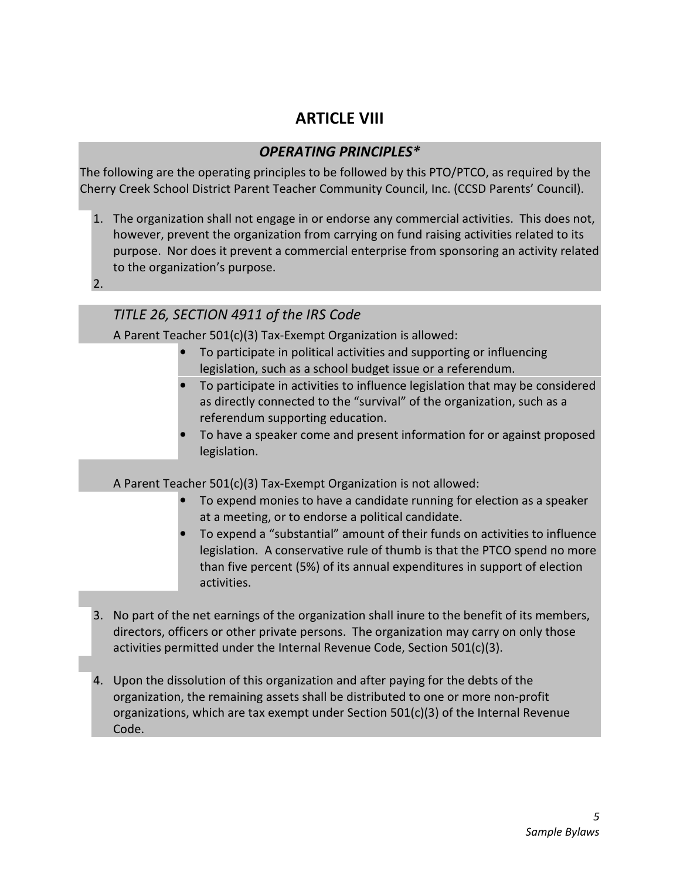# ARTICLE VIII

## *OPERATING PRINCIPLES**

The following are the operating principles to be followed by this PTO/PTCO, as required by the Cherry Creek School District Parent Teacher Community Council, Inc. (CCSD Parents' Council).

1. The organization shall not engage in or endorse any commercial activities. This does not, however, prevent the organization from carrying on fund raising activities related to its purpose. Nor does it prevent a commercial enterprise from sponsoring an activity related to the organization's purpose.
2. 

*TITLE 26, SECTION 4911 of the IRS Code*

A Parent Teacher 501(c)(3) Tax-Exempt Organization is allowed:

- To participate in political activities and supporting or influencing legislation, such as a school budget issue or a referendum.
- To participate in activities to influence legislation that may be considered as directly connected to the "survival" of the organization, such as a referendum supporting education.
- To have a speaker come and present information for or against proposed legislation.

A Parent Teacher 501(c)(3) Tax-Exempt Organization is not allowed:

- To expend monies to have a candidate running for election as a speaker at a meeting, or to endorse a political candidate.
- To expend a "substantial" amount of their funds on activities to influence legislation. A conservative rule of thumb is that the PTCO spend no more than five percent (5%) of its annual expenditures in support of election activities.

3. No part of the net earnings of the organization shall inure to the benefit of its members, directors, officers or other private persons. The organization may carry on only those activities permitted under the Internal Revenue Code, Section 501(c)(3).

4. Upon the dissolution of this organization and after paying for the debts of the organization, the remaining assets shall be distributed to one or more non-profit organizations, which are tax exempt under Section 501(c)(3) of the Internal Revenue Code.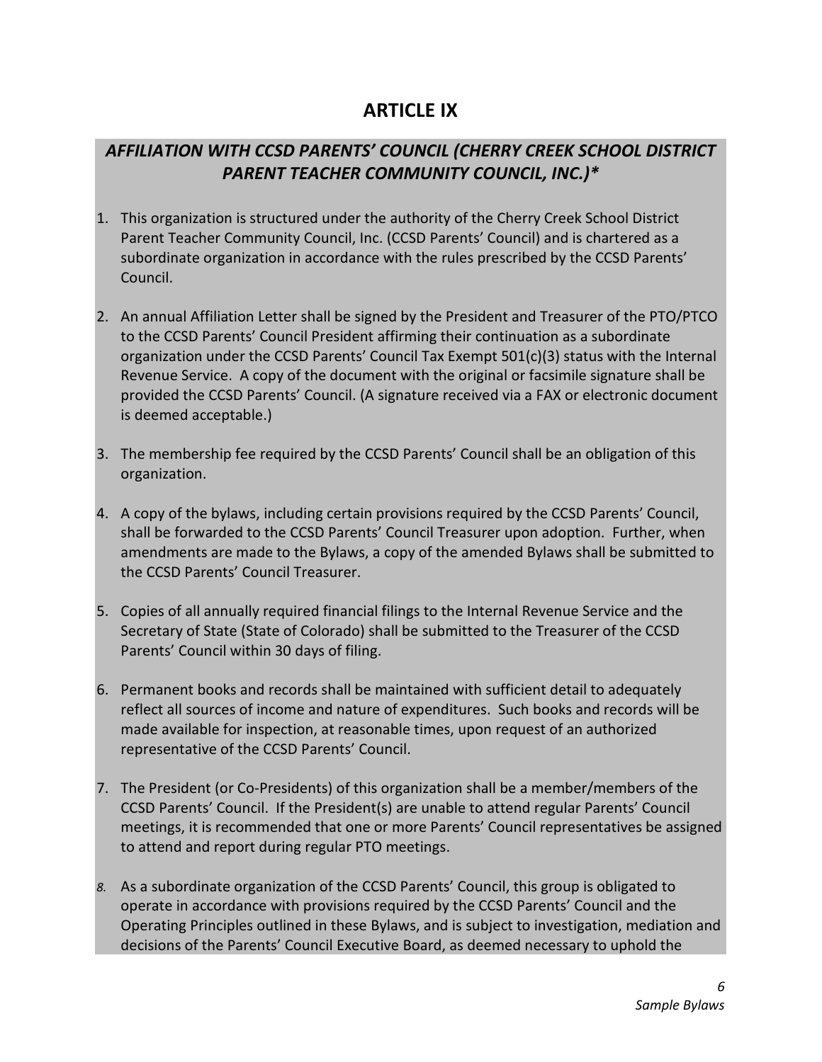# ARTICLE IX

## *AFFILIATION WITH CCSD PARENTS' COUNCIL (CHERRY CREEK SCHOOL DISTRICT PARENT TEACHER COMMUNITY COUNCIL, INC.)**

1. This organization is structured under the authority of the Cherry Creek School District Parent Teacher Community Council, Inc. (CCSD Parents' Council) and is chartered as a subordinate organization in accordance with the rules prescribed by the CCSD Parents' Council.

2. An annual Affiliation Letter shall be signed by the President and Treasurer of the PTO/PTCO to the CCSD Parents' Council President affirming their continuation as a subordinate organization under the CCSD Parents' Council Tax Exempt 501(c)(3) status with the Internal Revenue Service. A copy of the document with the original or facsimile signature shall be provided the CCSD Parents' Council. (A signature received via a FAX or electronic document is deemed acceptable.)

3. The membership fee required by the CCSD Parents' Council shall be an obligation of this organization.

4. A copy of the bylaws, including certain provisions required by the CCSD Parents' Council, shall be forwarded to the CCSD Parents' Council Treasurer upon adoption. Further, when amendments are made to the Bylaws, a copy of the amended Bylaws shall be submitted to the CCSD Parents' Council Treasurer.

5. Copies of all annually required financial filings to the Internal Revenue Service and the Secretary of State (State of Colorado) shall be submitted to the Treasurer of the CCSD Parents' Council within 30 days of filing.

6. Permanent books and records shall be maintained with sufficient detail to adequately reflect all sources of income and nature of expenditures. Such books and records will be made available for inspection, at reasonable times, upon request of an authorized representative of the CCSD Parents' Council.

7. The President (or Co-Presidents) of this organization shall be a member/members of the CCSD Parents' Council. If the President(s) are unable to attend regular Parents' Council meetings, it is recommended that one or more Parents' Council representatives be assigned to attend and report during regular PTO meetings.

8. As a subordinate organization of the CCSD Parents' Council, this group is obligated to operate in accordance with provisions required by the CCSD Parents' Council and the Operating Principles outlined in these Bylaws, and is subject to investigation, mediation and decisions of the Parents' Council Executive Board, as deemed necessary to uphold the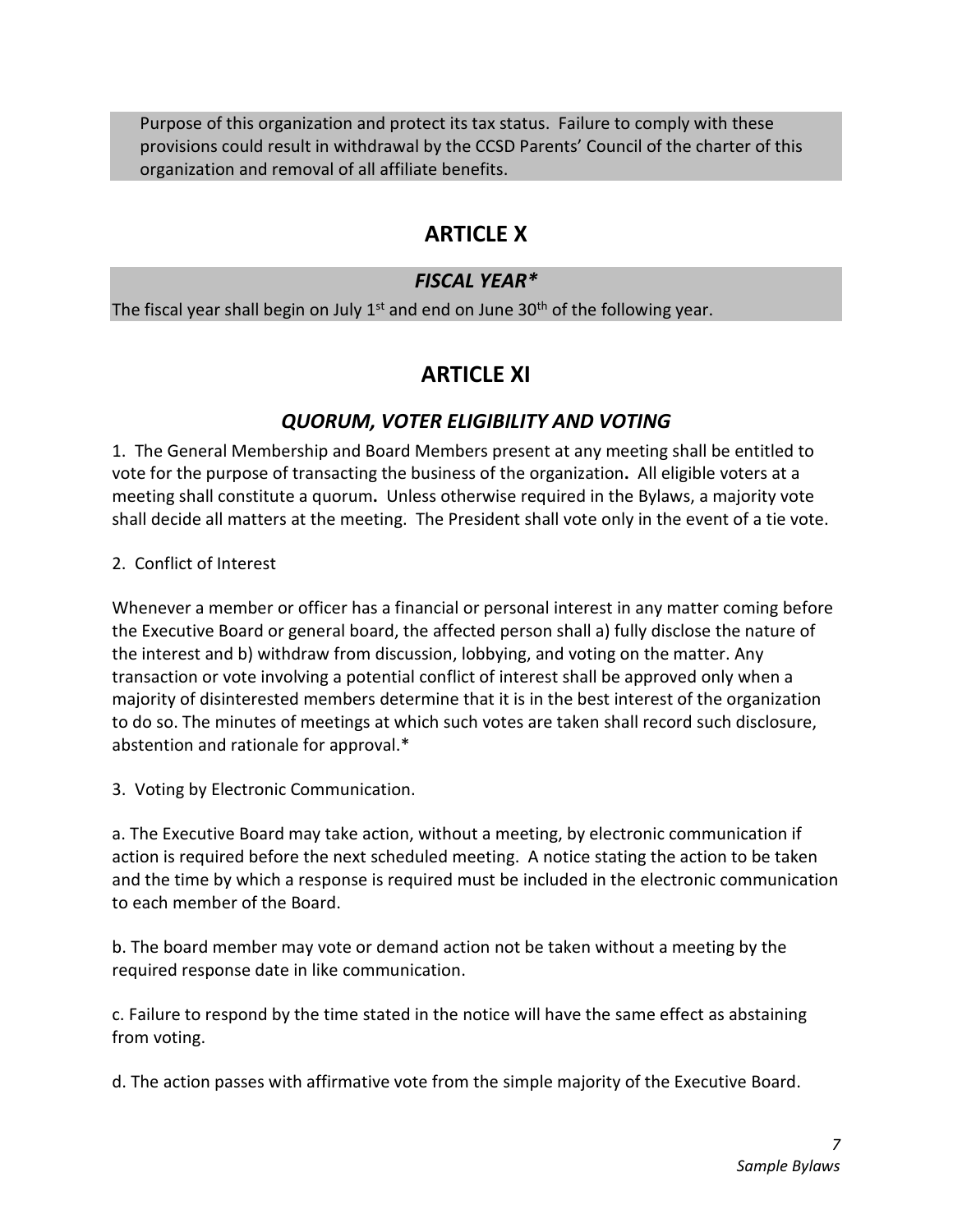Purpose of this organization and protect its tax status. Failure to comply with these provisions could result in withdrawal by the CCSD Parents' Council of the charter of this organization and removal of all affiliate benefits.

# ARTICLE X

## *FISCAL YEAR**

The fiscal year shall begin on July 1st and end on June 30th of the following year.

# ARTICLE XI

## *QUORUM, VOTER ELIGIBILITY AND VOTING*

1. The General Membership and Board Members present at any meeting shall be entitled to vote for the purpose of transacting the business of the organization**.** All eligible voters at a meeting shall constitute a quorum**.** Unless otherwise required in the Bylaws, a majority vote shall decide all matters at the meeting. The President shall vote only in the event of a tie vote.

2. Conflict of Interest

Whenever a member or officer has a financial or personal interest in any matter coming before the Executive Board or general board, the affected person shall a) fully disclose the nature of the interest and b) withdraw from discussion, lobbying, and voting on the matter. Any transaction or vote involving a potential conflict of interest shall be approved only when a majority of disinterested members determine that it is in the best interest of the organization to do so. The minutes of meetings at which such votes are taken shall record such disclosure, abstention and rationale for approval.*

3. Voting by Electronic Communication.

a. The Executive Board may take action, without a meeting, by electronic communication if action is required before the next scheduled meeting. A notice stating the action to be taken and the time by which a response is required must be included in the electronic communication to each member of the Board.

b. The board member may vote or demand action not be taken without a meeting by the required response date in like communication.

c. Failure to respond by the time stated in the notice will have the same effect as abstaining from voting.

d. The action passes with affirmative vote from the simple majority of the Executive Board.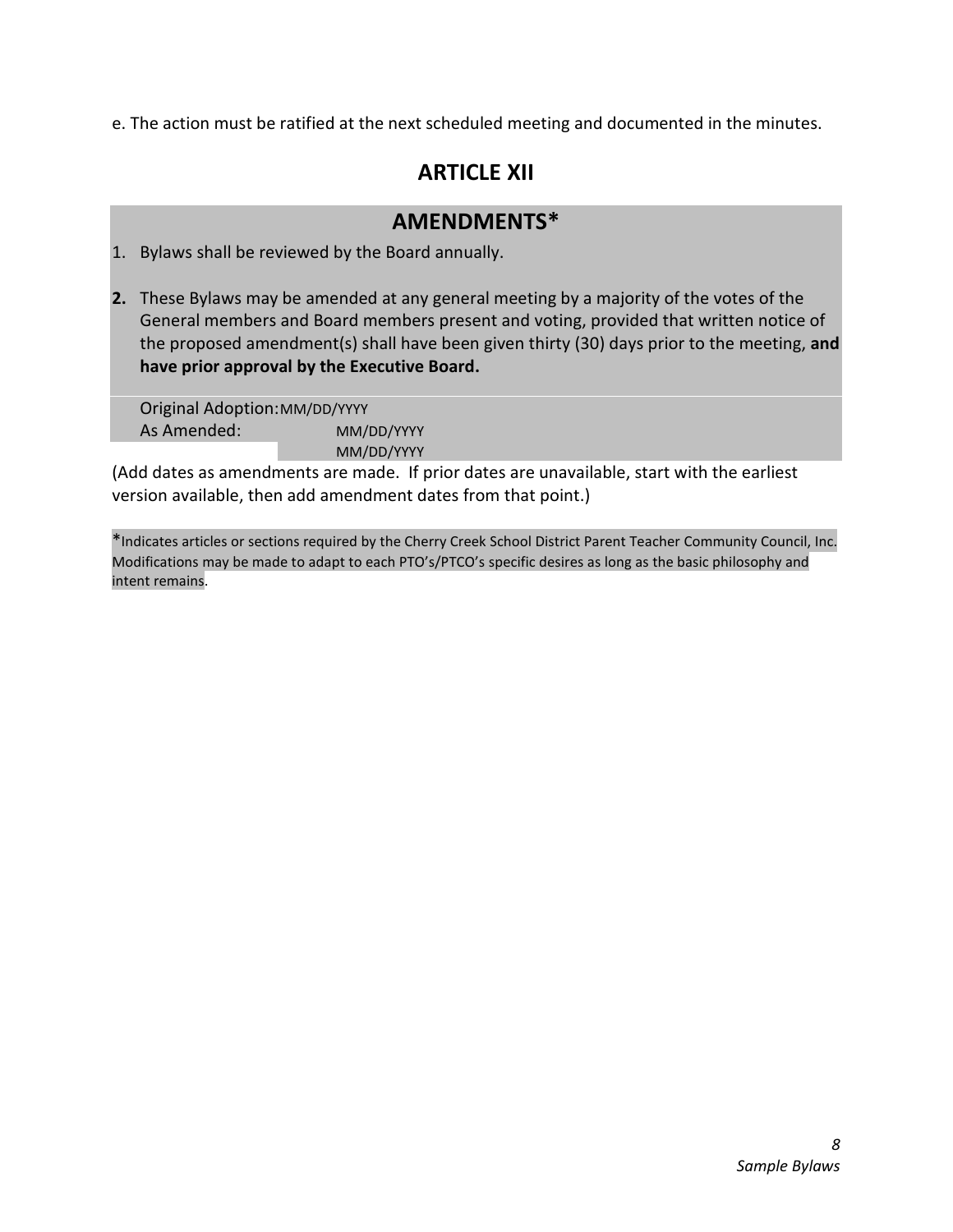e. The action must be ratified at the next scheduled meeting and documented in the minutes.

# ARTICLE XII

## AMENDMENTS*

1. Bylaws shall be reviewed by the Board annually.

2. These Bylaws may be amended at any general meeting by a majority of the votes of the General members and Board members present and voting, provided that written notice of the proposed amendment(s) shall have been given thirty (30) days prior to the meeting, **and have prior approval by the Executive Board.**

| | |
|---|---|
| Original Adoption: | MM/DD/YYYY |
| As Amended: | MM/DD/YYYY |
| | MM/DD/YYYY |

(Add dates as amendments are made. If prior dates are unavailable, start with the earliest version available, then add amendment dates from that point.)

*Indicates articles or sections required by the Cherry Creek School District Parent Teacher Community Council, Inc. Modifications may be made to adapt to each PTO's/PTCO's specific desires as long as the basic philosophy and intent remains.